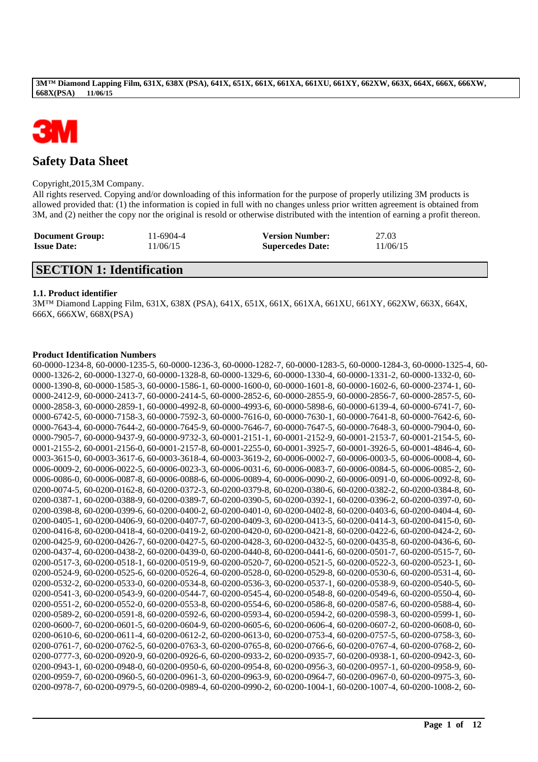# Safety Data Sheet

Copyright,2015,3M Company.
All rights reserved. Copying and/or downloading of this information for the purpose of properly utilizing 3M products is allowed provided that: (1) the information is copied in full with no changes unless prior written agreement is obtained from 3M, and (2) neither the copy nor the original is resold or otherwise distributed with the intention of earning a profit thereon.

| **Document Group:** | 11-6904-4 | **Version Number:** | 27.03 |
|---|---|---|---|
| **Issue Date:** | 11/06/15 | **Supercedes Date:** | 11/06/15 |

## SECTION 1: Identification

### 1.1. Product identifier

3M™ Diamond Lapping Film, 631X, 638X (PSA), 641X, 651X, 661X, 661XA, 661XU, 661XY, 662XW, 663X, 664X, 666X, 666XW, 668X(PSA)

**Product Identification Numbers**

60-0000-1234-8, 60-0000-1235-5, 60-0000-1236-3, 60-0000-1282-7, 60-0000-1283-5, 60-0000-1284-3, 60-0000-1325-4, 60-0000-1326-2, 60-0000-1327-0, 60-0000-1328-8, 60-0000-1329-6, 60-0000-1330-4, 60-0000-1331-2, 60-0000-1332-0, 60-0000-1390-8, 60-0000-1585-3, 60-0000-1586-1, 60-0000-1600-0, 60-0000-1601-8, 60-0000-1602-6, 60-0000-2374-1, 60-0000-2412-9, 60-0000-2413-7, 60-0000-2414-5, 60-0000-2852-6, 60-0000-2855-9, 60-0000-2856-7, 60-0000-2857-5, 60-0000-2858-3, 60-0000-2859-1, 60-0000-4992-8, 60-0000-4993-6, 60-0000-5898-6, 60-0000-6139-4, 60-0000-6741-7, 60-0000-6742-5, 60-0000-7158-3, 60-0000-7592-3, 60-0000-7616-0, 60-0000-7630-1, 60-0000-7641-8, 60-0000-7642-6, 60-0000-7643-4, 60-0000-7644-2, 60-0000-7645-9, 60-0000-7646-7, 60-0000-7647-5, 60-0000-7648-3, 60-0000-7904-0, 60-0000-7905-7, 60-0000-9437-9, 60-0000-9732-3, 60-0001-2151-1, 60-0001-2152-9, 60-0001-2153-7, 60-0001-2154-5, 60-0001-2155-2, 60-0001-2156-0, 60-0001-2157-8, 60-0001-2255-0, 60-0001-3925-7, 60-0001-3926-5, 60-0001-4846-4, 60-0003-3615-0, 60-0003-3617-6, 60-0003-3618-4, 60-0003-3619-2, 60-0006-0002-7, 60-0006-0003-5, 60-0006-0008-4, 60-0006-0009-2, 60-0006-0022-5, 60-0006-0023-3, 60-0006-0031-6, 60-0006-0083-7, 60-0006-0084-5, 60-0006-0085-2, 60-0006-0086-0, 60-0006-0087-8, 60-0006-0088-6, 60-0006-0089-4, 60-0006-0090-2, 60-0006-0091-0, 60-0006-0092-8, 60-0200-0074-5, 60-0200-0162-8, 60-0200-0372-3, 60-0200-0379-8, 60-0200-0380-6, 60-0200-0382-2, 60-0200-0384-8, 60-0200-0387-1, 60-0200-0388-9, 60-0200-0389-7, 60-0200-0390-5, 60-0200-0392-1, 60-0200-0396-2, 60-0200-0397-0, 60-0200-0398-8, 60-0200-0399-6, 60-0200-0400-2, 60-0200-0401-0, 60-0200-0402-8, 60-0200-0403-6, 60-0200-0404-4, 60-0200-0405-1, 60-0200-0406-9, 60-0200-0407-7, 60-0200-0409-3, 60-0200-0413-5, 60-0200-0414-3, 60-0200-0415-0, 60-0200-0416-8, 60-0200-0418-4, 60-0200-0419-2, 60-0200-0420-0, 60-0200-0421-8, 60-0200-0422-6, 60-0200-0424-2, 60-0200-0425-9, 60-0200-0426-7, 60-0200-0427-5, 60-0200-0428-3, 60-0200-0432-5, 60-0200-0435-8, 60-0200-0436-6, 60-0200-0437-4, 60-0200-0438-2, 60-0200-0439-0, 60-0200-0440-8, 60-0200-0441-6, 60-0200-0501-7, 60-0200-0515-7, 60-0200-0517-3, 60-0200-0518-1, 60-0200-0519-9, 60-0200-0520-7, 60-0200-0521-5, 60-0200-0522-3, 60-0200-0523-1, 60-0200-0524-9, 60-0200-0525-6, 60-0200-0526-4, 60-0200-0528-0, 60-0200-0529-8, 60-0200-0530-6, 60-0200-0531-4, 60-0200-0532-2, 60-0200-0533-0, 60-0200-0534-8, 60-0200-0536-3, 60-0200-0537-1, 60-0200-0538-9, 60-0200-0540-5, 60-0200-0541-3, 60-0200-0543-9, 60-0200-0544-7, 60-0200-0545-4, 60-0200-0548-8, 60-0200-0549-6, 60-0200-0550-4, 60-0200-0551-2, 60-0200-0552-0, 60-0200-0553-8, 60-0200-0554-6, 60-0200-0586-8, 60-0200-0587-6, 60-0200-0588-4, 60-0200-0589-2, 60-0200-0591-8, 60-0200-0592-6, 60-0200-0593-4, 60-0200-0594-2, 60-0200-0598-3, 60-0200-0599-1, 60-0200-0600-7, 60-0200-0601-5, 60-0200-0604-9, 60-0200-0605-6, 60-0200-0606-4, 60-0200-0607-2, 60-0200-0608-0, 60-0200-0610-6, 60-0200-0611-4, 60-0200-0612-2, 60-0200-0613-0, 60-0200-0753-4, 60-0200-0757-5, 60-0200-0758-3, 60-0200-0761-7, 60-0200-0762-5, 60-0200-0763-3, 60-0200-0765-8, 60-0200-0766-6, 60-0200-0767-4, 60-0200-0768-2, 60-0200-0777-3, 60-0200-0920-9, 60-0200-0926-6, 60-0200-0933-2, 60-0200-0935-7, 60-0200-0938-1, 60-0200-0942-3, 60-0200-0943-1, 60-0200-0948-0, 60-0200-0950-6, 60-0200-0954-8, 60-0200-0956-3, 60-0200-0957-1, 60-0200-0958-9, 60-0200-0959-7, 60-0200-0960-5, 60-0200-0961-3, 60-0200-0963-9, 60-0200-0964-7, 60-0200-0967-0, 60-0200-0975-3, 60-0200-0978-7, 60-0200-0979-5, 60-0200-0989-4, 60-0200-0990-2, 60-0200-1004-1, 60-0200-1007-4, 60-0200-1008-2, 60-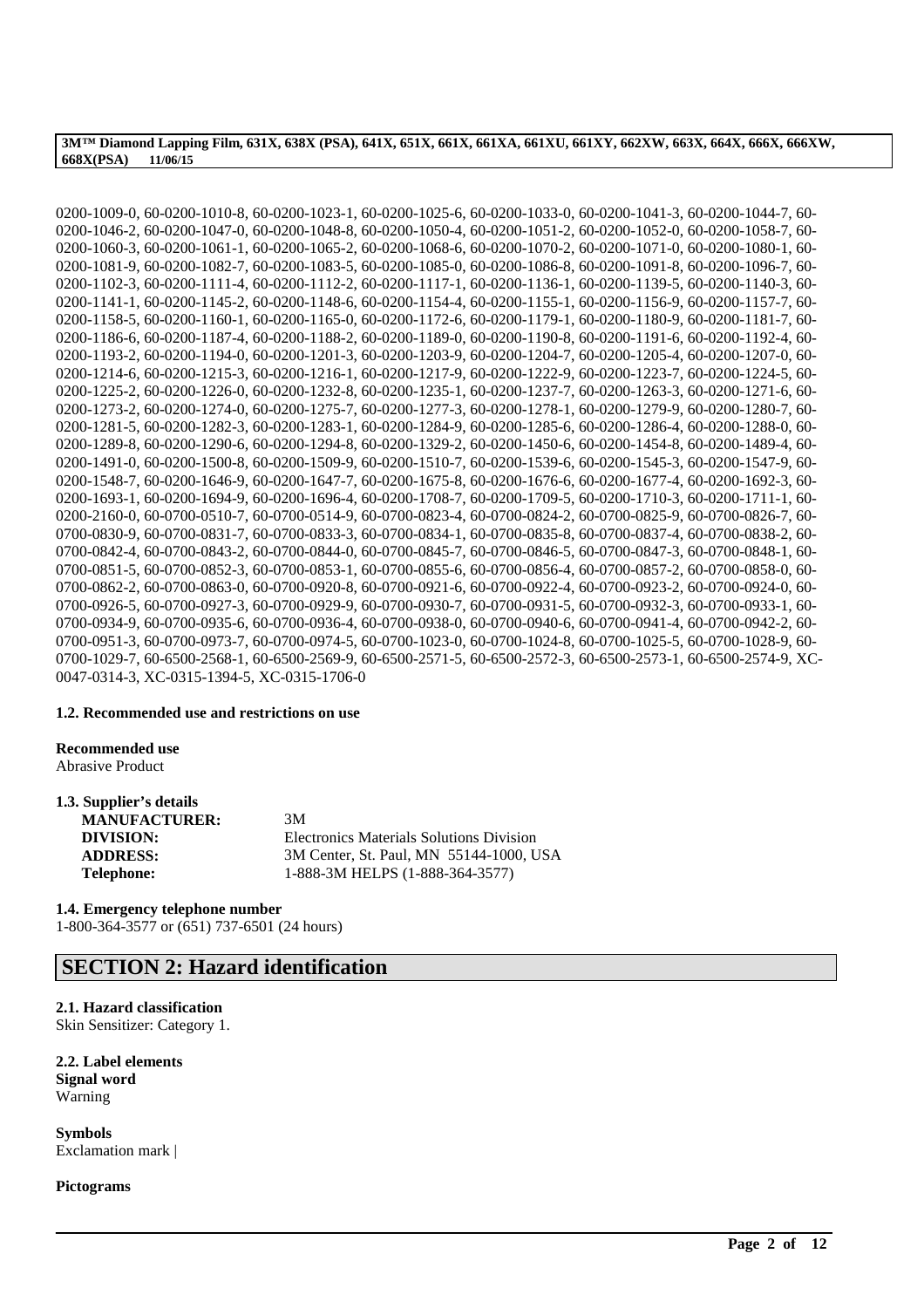0200-1009-0, 60-0200-1010-8, 60-0200-1023-1, 60-0200-1025-6, 60-0200-1033-0, 60-0200-1041-3, 60-0200-1044-7, 60-0200-1046-2, 60-0200-1047-0, 60-0200-1048-8, 60-0200-1050-4, 60-0200-1051-2, 60-0200-1052-0, 60-0200-1058-7, 60-0200-1060-3, 60-0200-1061-1, 60-0200-1065-2, 60-0200-1068-6, 60-0200-1070-2, 60-0200-1071-0, 60-0200-1080-1, 60-0200-1081-9, 60-0200-1082-7, 60-0200-1083-5, 60-0200-1085-0, 60-0200-1086-8, 60-0200-1091-8, 60-0200-1096-7, 60-0200-1102-3, 60-0200-1111-4, 60-0200-1112-2, 60-0200-1117-1, 60-0200-1136-1, 60-0200-1139-5, 60-0200-1140-3, 60-0200-1141-1, 60-0200-1145-2, 60-0200-1148-6, 60-0200-1154-4, 60-0200-1155-1, 60-0200-1156-9, 60-0200-1157-7, 60-0200-1158-5, 60-0200-1160-1, 60-0200-1165-0, 60-0200-1172-6, 60-0200-1179-1, 60-0200-1180-9, 60-0200-1181-7, 60-0200-1186-6, 60-0200-1187-4, 60-0200-1188-2, 60-0200-1189-0, 60-0200-1190-8, 60-0200-1191-6, 60-0200-1192-4, 60-0200-1193-2, 60-0200-1194-0, 60-0200-1201-3, 60-0200-1203-9, 60-0200-1204-7, 60-0200-1205-4, 60-0200-1207-0, 60-0200-1214-6, 60-0200-1215-3, 60-0200-1216-1, 60-0200-1217-9, 60-0200-1222-9, 60-0200-1223-7, 60-0200-1224-5, 60-0200-1225-2, 60-0200-1226-0, 60-0200-1232-8, 60-0200-1235-1, 60-0200-1237-7, 60-0200-1263-3, 60-0200-1271-6, 60-0200-1273-2, 60-0200-1274-0, 60-0200-1275-7, 60-0200-1277-3, 60-0200-1278-1, 60-0200-1279-9, 60-0200-1280-7, 60-0200-1281-5, 60-0200-1282-3, 60-0200-1283-1, 60-0200-1284-9, 60-0200-1285-6, 60-0200-1286-4, 60-0200-1288-0, 60-0200-1289-8, 60-0200-1290-6, 60-0200-1294-8, 60-0200-1329-2, 60-0200-1450-6, 60-0200-1454-8, 60-0200-1489-4, 60-0200-1491-0, 60-0200-1500-8, 60-0200-1509-9, 60-0200-1510-7, 60-0200-1539-6, 60-0200-1545-3, 60-0200-1547-9, 60-0200-1548-7, 60-0200-1646-9, 60-0200-1647-7, 60-0200-1675-8, 60-0200-1676-6, 60-0200-1677-4, 60-0200-1692-3, 60-0200-1693-1, 60-0200-1694-9, 60-0200-1696-4, 60-0200-1708-7, 60-0200-1709-5, 60-0200-1710-3, 60-0200-1711-1, 60-0200-2160-0, 60-0700-0510-7, 60-0700-0514-9, 60-0700-0823-4, 60-0700-0824-2, 60-0700-0825-9, 60-0700-0826-7, 60-0700-0830-9, 60-0700-0831-7, 60-0700-0833-3, 60-0700-0834-1, 60-0700-0835-8, 60-0700-0837-4, 60-0700-0838-2, 60-0700-0842-4, 60-0700-0843-2, 60-0700-0844-0, 60-0700-0845-7, 60-0700-0846-5, 60-0700-0847-3, 60-0700-0848-1, 60-0700-0851-5, 60-0700-0852-3, 60-0700-0853-1, 60-0700-0855-6, 60-0700-0856-4, 60-0700-0857-2, 60-0700-0858-0, 60-0700-0862-2, 60-0700-0863-0, 60-0700-0920-8, 60-0700-0921-6, 60-0700-0922-4, 60-0700-0923-2, 60-0700-0924-0, 60-0700-0926-5, 60-0700-0927-3, 60-0700-0929-9, 60-0700-0930-7, 60-0700-0931-5, 60-0700-0932-3, 60-0700-0933-1, 60-0700-0934-9, 60-0700-0935-6, 60-0700-0936-4, 60-0700-0938-0, 60-0700-0940-6, 60-0700-0941-4, 60-0700-0942-2, 60-0700-0951-3, 60-0700-0973-7, 60-0700-0974-5, 60-0700-1023-0, 60-0700-1024-8, 60-0700-1025-5, 60-0700-1028-9, 60-0700-1029-7, 60-6500-2568-1, 60-6500-2569-9, 60-6500-2571-5, 60-6500-2572-3, 60-6500-2573-1, 60-6500-2574-9, XC-0047-0314-3, XC-0315-1394-5, XC-0315-1706-0

### 1.2. Recommended use and restrictions on use

**Recommended use**
Abrasive Product

### 1.3. Supplier's details

| | |
|---|---|
| **MANUFACTURER:** | 3M |
| **DIVISION:** | Electronics Materials Solutions Division |
| **ADDRESS:** | 3M Center, St. Paul, MN 55144-1000, USA |
| **Telephone:** | 1-888-3M HELPS (1-888-364-3577) |

### 1.4. Emergency telephone number

1-800-364-3577 or (651) 737-6501 (24 hours)

## SECTION 2: Hazard identification

### 2.1. Hazard classification

Skin Sensitizer: Category 1.

### 2.2. Label elements

**Signal word**
Warning

**Symbols**
Exclamation mark |

**Pictograms**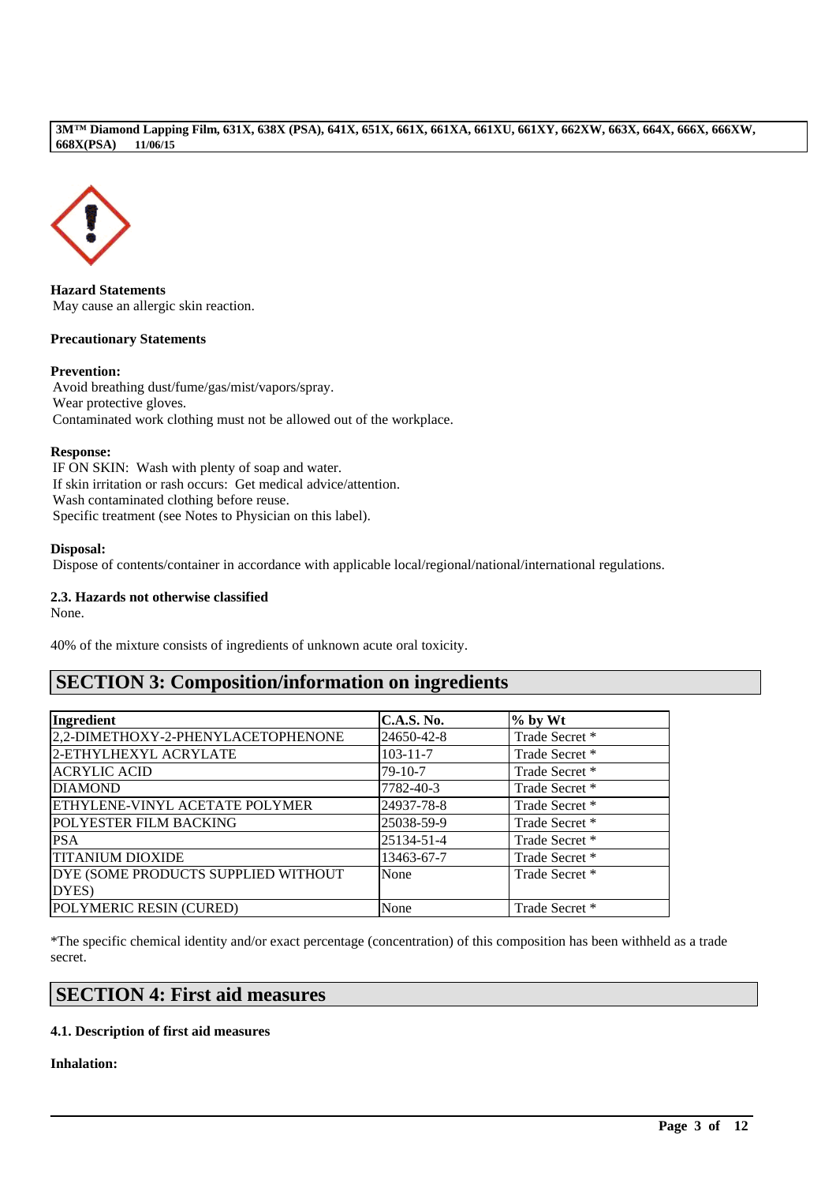**Hazard Statements**

May cause an allergic skin reaction.

**Precautionary Statements**

**Prevention:**

Avoid breathing dust/fume/gas/mist/vapors/spray.
Wear protective gloves.
Contaminated work clothing must not be allowed out of the workplace.

**Response:**

IF ON SKIN: Wash with plenty of soap and water.
If skin irritation or rash occurs: Get medical advice/attention.
Wash contaminated clothing before reuse.
Specific treatment (see Notes to Physician on this label).

**Disposal:**

Dispose of contents/container in accordance with applicable local/regional/national/international regulations.

**2.3. Hazards not otherwise classified**

None.

40% of the mixture consists of ingredients of unknown acute oral toxicity.

## SECTION 3: Composition/information on ingredients

| Ingredient | C.A.S. No. | % by Wt |
|---|---|---|
| 2,2-DIMETHOXY-2-PHENYLACETOPHENONE | 24650-42-8 | Trade Secret * |
| 2-ETHYLHEXYL ACRYLATE | 103-11-7 | Trade Secret * |
| ACRYLIC ACID | 79-10-7 | Trade Secret * |
| DIAMOND | 7782-40-3 | Trade Secret * |
| ETHYLENE-VINYL ACETATE POLYMER | 24937-78-8 | Trade Secret * |
| POLYESTER FILM BACKING | 25038-59-9 | Trade Secret * |
| PSA | 25134-51-4 | Trade Secret * |
| TITANIUM DIOXIDE | 13463-67-7 | Trade Secret * |
| DYE (SOME PRODUCTS SUPPLIED WITHOUT DYES) | None | Trade Secret * |
| POLYMERIC RESIN (CURED) | None | Trade Secret * |

*The specific chemical identity and/or exact percentage (concentration) of this composition has been withheld as a trade secret.

## SECTION 4: First aid measures

**4.1. Description of first aid measures**

**Inhalation:**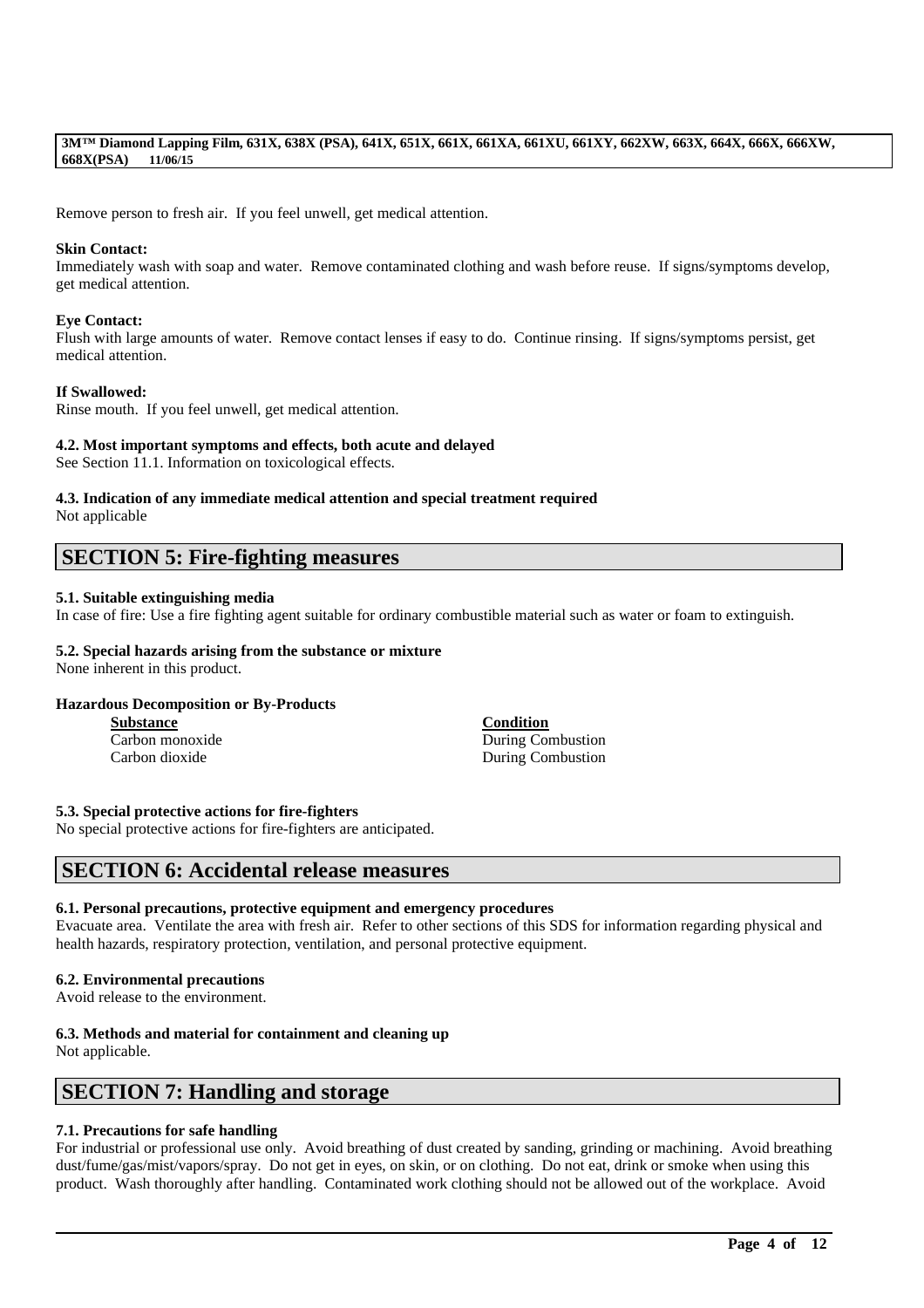Remove person to fresh air. If you feel unwell, get medical attention.

**Skin Contact:**
Immediately wash with soap and water. Remove contaminated clothing and wash before reuse. If signs/symptoms develop, get medical attention.

**Eye Contact:**
Flush with large amounts of water. Remove contact lenses if easy to do. Continue rinsing. If signs/symptoms persist, get medical attention.

**If Swallowed:**
Rinse mouth. If you feel unwell, get medical attention.

**4.2. Most important symptoms and effects, both acute and delayed**
See Section 11.1. Information on toxicological effects.

**4.3. Indication of any immediate medical attention and special treatment required**
Not applicable

## SECTION 5: Fire-fighting measures

**5.1. Suitable extinguishing media**
In case of fire: Use a fire fighting agent suitable for ordinary combustible material such as water or foam to extinguish.

**5.2. Special hazards arising from the substance or mixture**
None inherent in this product.

**Hazardous Decomposition or By-Products**

| Substance | Condition |
|---|---|
| Carbon monoxide | During Combustion |
| Carbon dioxide | During Combustion |

**5.3. Special protective actions for fire-fighters**
No special protective actions for fire-fighters are anticipated.

## SECTION 6: Accidental release measures

**6.1. Personal precautions, protective equipment and emergency procedures**
Evacuate area. Ventilate the area with fresh air. Refer to other sections of this SDS for information regarding physical and health hazards, respiratory protection, ventilation, and personal protective equipment.

**6.2. Environmental precautions**
Avoid release to the environment.

**6.3. Methods and material for containment and cleaning up**
Not applicable.

## SECTION 7: Handling and storage

**7.1. Precautions for safe handling**
For industrial or professional use only. Avoid breathing of dust created by sanding, grinding or machining. Avoid breathing dust/fume/gas/mist/vapors/spray. Do not get in eyes, on skin, or on clothing. Do not eat, drink or smoke when using this product. Wash thoroughly after handling. Contaminated work clothing should not be allowed out of the workplace. Avoid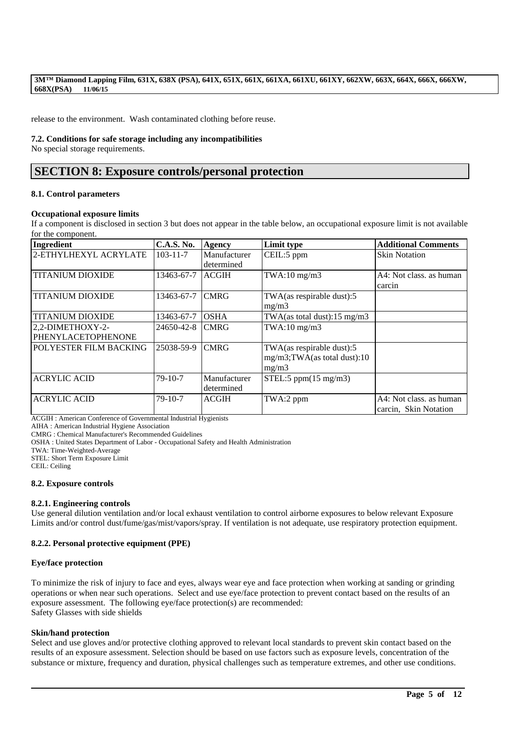release to the environment. Wash contaminated clothing before reuse.

**7.2. Conditions for safe storage including any incompatibilities**

No special storage requirements.

## SECTION 8: Exposure controls/personal protection

**8.1. Control parameters**

**Occupational exposure limits**

If a component is disclosed in section 3 but does not appear in the table below, an occupational exposure limit is not available for the component.

| Ingredient | C.A.S. No. | Agency | Limit type | Additional Comments |
|---|---|---|---|---|
| 2-ETHYLHEXYL ACRYLATE | 103-11-7 | Manufacturer determined | CEIL:5 ppm | Skin Notation |
| TITANIUM DIOXIDE | 13463-67-7 | ACGIH | TWA:10 mg/m3 | A4: Not class. as human carcin |
| TITANIUM DIOXIDE | 13463-67-7 | CMRG | TWA(as respirable dust):5 mg/m3 | |
| TITANIUM DIOXIDE | 13463-67-7 | OSHA | TWA(as total dust):15 mg/m3 | |
| 2,2-DIMETHOXY-2-PHENYLACETOPHENONE | 24650-42-8 | CMRG | TWA:10 mg/m3 | |
| POLYESTER FILM BACKING | 25038-59-9 | CMRG | TWA(as respirable dust):5 mg/m3;TWA(as total dust):10 mg/m3 | |
| ACRYLIC ACID | 79-10-7 | Manufacturer determined | STEL:5 ppm(15 mg/m3) | |
| ACRYLIC ACID | 79-10-7 | ACGIH | TWA:2 ppm | A4: Not class. as human carcin, Skin Notation |

ACGIH : American Conference of Governmental Industrial Hygienists
AIHA : American Industrial Hygiene Association
CMRG : Chemical Manufacturer's Recommended Guidelines
OSHA : United States Department of Labor - Occupational Safety and Health Administration
TWA: Time-Weighted-Average
STEL: Short Term Exposure Limit
CEIL: Ceiling

**8.2. Exposure controls**

**8.2.1. Engineering controls**

Use general dilution ventilation and/or local exhaust ventilation to control airborne exposures to below relevant Exposure Limits and/or control dust/fume/gas/mist/vapors/spray. If ventilation is not adequate, use respiratory protection equipment.

**8.2.2. Personal protective equipment (PPE)**

**Eye/face protection**

To minimize the risk of injury to face and eyes, always wear eye and face protection when working at sanding or grinding operations or when near such operations. Select and use eye/face protection to prevent contact based on the results of an exposure assessment. The following eye/face protection(s) are recommended:
Safety Glasses with side shields

**Skin/hand protection**

Select and use gloves and/or protective clothing approved to relevant local standards to prevent skin contact based on the results of an exposure assessment. Selection should be based on use factors such as exposure levels, concentration of the substance or mixture, frequency and duration, physical challenges such as temperature extremes, and other use conditions.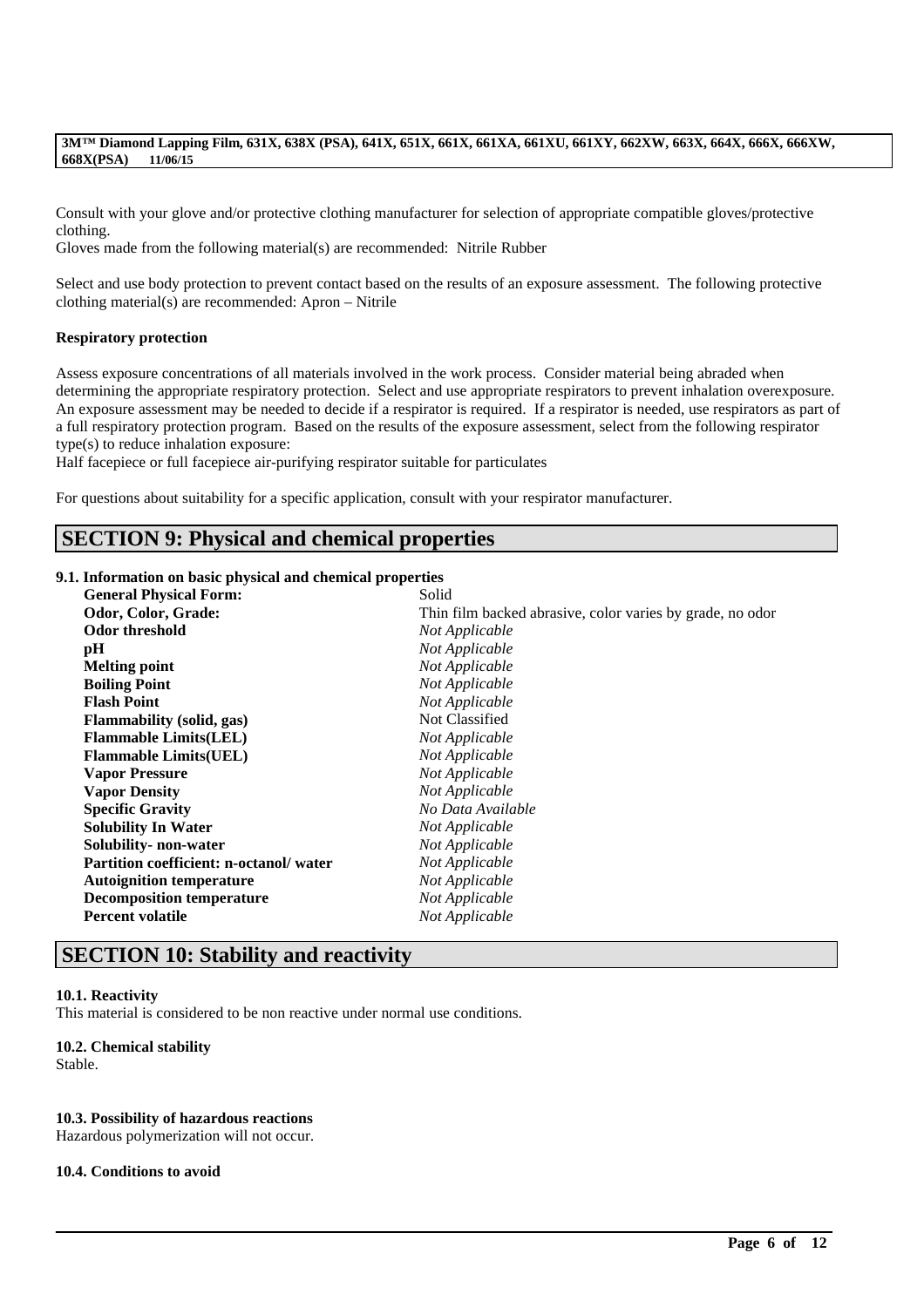Consult with your glove and/or protective clothing manufacturer for selection of appropriate compatible gloves/protective clothing.
Gloves made from the following material(s) are recommended: Nitrile Rubber

Select and use body protection to prevent contact based on the results of an exposure assessment. The following protective clothing material(s) are recommended: Apron – Nitrile

**Respiratory protection**

Assess exposure concentrations of all materials involved in the work process. Consider material being abraded when determining the appropriate respiratory protection. Select and use appropriate respirators to prevent inhalation overexposure. An exposure assessment may be needed to decide if a respirator is required. If a respirator is needed, use respirators as part of a full respiratory protection program. Based on the results of the exposure assessment, select from the following respirator type(s) to reduce inhalation exposure:
Half facepiece or full facepiece air-purifying respirator suitable for particulates

For questions about suitability for a specific application, consult with your respirator manufacturer.

## SECTION 9: Physical and chemical properties

**9.1. Information on basic physical and chemical properties**

| | |
|---|---|
| **General Physical Form:** | Solid |
| **Odor, Color, Grade:** | Thin film backed abrasive, color varies by grade, no odor |
| **Odor threshold** | *Not Applicable* |
| **pH** | *Not Applicable* |
| **Melting point** | *Not Applicable* |
| **Boiling Point** | *Not Applicable* |
| **Flash Point** | *Not Applicable* |
| **Flammability (solid, gas)** | Not Classified |
| **Flammable Limits(LEL)** | *Not Applicable* |
| **Flammable Limits(UEL)** | *Not Applicable* |
| **Vapor Pressure** | *Not Applicable* |
| **Vapor Density** | *Not Applicable* |
| **Specific Gravity** | *No Data Available* |
| **Solubility In Water** | *Not Applicable* |
| **Solubility- non-water** | *Not Applicable* |
| **Partition coefficient: n-octanol/ water** | *Not Applicable* |
| **Autoignition temperature** | *Not Applicable* |
| **Decomposition temperature** | *Not Applicable* |
| **Percent volatile** | *Not Applicable* |

## SECTION 10: Stability and reactivity

**10.1. Reactivity**
This material is considered to be non reactive under normal use conditions.

**10.2. Chemical stability**
Stable.

**10.3. Possibility of hazardous reactions**
Hazardous polymerization will not occur.

**10.4. Conditions to avoid**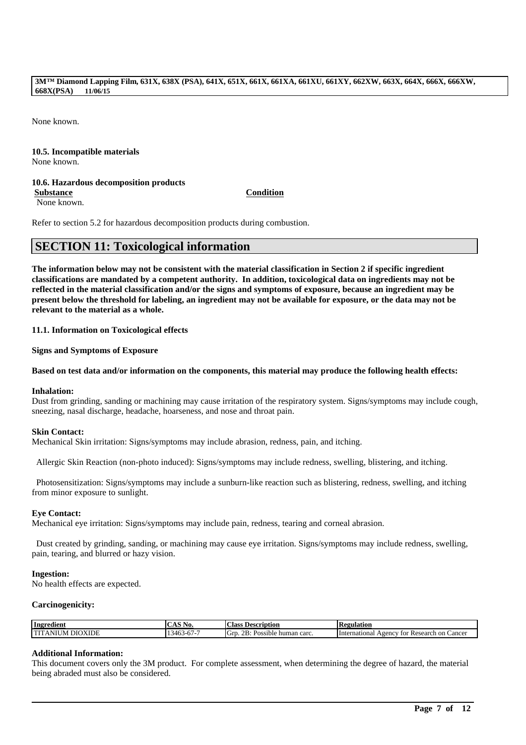None known.

**10.5. Incompatible materials**
None known.

**10.6. Hazardous decomposition products**

| **Substance** | **Condition** |
| --- | --- |
| None known. | |

Refer to section 5.2 for hazardous decomposition products during combustion.

## SECTION 11: Toxicological information

**The information below may not be consistent with the material classification in Section 2 if specific ingredient classifications are mandated by a competent authority. In addition, toxicological data on ingredients may not be reflected in the material classification and/or the signs and symptoms of exposure, because an ingredient may be present below the threshold for labeling, an ingredient may not be available for exposure, or the data may not be relevant to the material as a whole.**

**11.1. Information on Toxicological effects**

**Signs and Symptoms of Exposure**

**Based on test data and/or information on the components, this material may produce the following health effects:**

**Inhalation:**
Dust from grinding, sanding or machining may cause irritation of the respiratory system. Signs/symptoms may include cough, sneezing, nasal discharge, headache, hoarseness, and nose and throat pain.

**Skin Contact:**
Mechanical Skin irritation: Signs/symptoms may include abrasion, redness, pain, and itching.

Allergic Skin Reaction (non-photo induced): Signs/symptoms may include redness, swelling, blistering, and itching.

Photosensitization: Signs/symptoms may include a sunburn-like reaction such as blistering, redness, swelling, and itching from minor exposure to sunlight.

**Eye Contact:**
Mechanical eye irritation: Signs/symptoms may include pain, redness, tearing and corneal abrasion.

Dust created by grinding, sanding, or machining may cause eye irritation. Signs/symptoms may include redness, swelling, pain, tearing, and blurred or hazy vision.

**Ingestion:**
No health effects are expected.

**Carcinogenicity:**

| Ingredient | CAS No. | Class Description | Regulation |
| --- | --- | --- | --- |
| TITANIUM DIOXIDE | 13463-67-7 | Grp. 2B: Possible human carc. | International Agency for Research on Cancer |

**Additional Information:**
This document covers only the 3M product. For complete assessment, when determining the degree of hazard, the material being abraded must also be considered.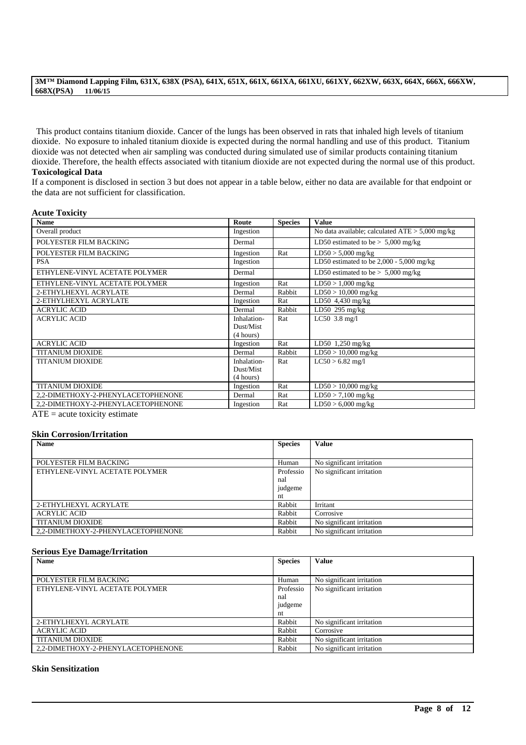This product contains titanium dioxide. Cancer of the lungs has been observed in rats that inhaled high levels of titanium dioxide. No exposure to inhaled titanium dioxide is expected during the normal handling and use of this product. Titanium dioxide was not detected when air sampling was conducted during simulated use of similar products containing titanium dioxide. Therefore, the health effects associated with titanium dioxide are not expected during the normal use of this product.

**Toxicological Data**

If a component is disclosed in section 3 but does not appear in a table below, either no data are available for that endpoint or the data are not sufficient for classification.

**Acute Toxicity**

| Name | Route | Species | Value |
|---|---|---|---|
| Overall product | Ingestion | | No data available; calculated ATE > 5,000 mg/kg |
| POLYESTER FILM BACKING | Dermal | | LD50 estimated to be > 5,000 mg/kg |
| POLYESTER FILM BACKING | Ingestion | Rat | LD50 > 5,000 mg/kg |
| PSA | Ingestion | | LD50 estimated to be 2,000 - 5,000 mg/kg |
| ETHYLENE-VINYL ACETATE POLYMER | Dermal | | LD50 estimated to be > 5,000 mg/kg |
| ETHYLENE-VINYL ACETATE POLYMER | Ingestion | Rat | LD50 > 1,000 mg/kg |
| 2-ETHYLHEXYL ACRYLATE | Dermal | Rabbit | LD50 > 10,000 mg/kg |
| 2-ETHYLHEXYL ACRYLATE | Ingestion | Rat | LD50 4,430 mg/kg |
| ACRYLIC ACID | Dermal | Rabbit | LD50 295 mg/kg |
| ACRYLIC ACID | Inhalation-Dust/Mist (4 hours) | Rat | LC50 3.8 mg/l |
| ACRYLIC ACID | Ingestion | Rat | LD50 1,250 mg/kg |
| TITANIUM DIOXIDE | Dermal | Rabbit | LD50 > 10,000 mg/kg |
| TITANIUM DIOXIDE | Inhalation-Dust/Mist (4 hours) | Rat | LC50 > 6.82 mg/l |
| TITANIUM DIOXIDE | Ingestion | Rat | LD50 > 10,000 mg/kg |
| 2,2-DIMETHOXY-2-PHENYLACETOPHENONE | Dermal | Rat | LD50 > 7,100 mg/kg |
| 2,2-DIMETHOXY-2-PHENYLACETOPHENONE | Ingestion | Rat | LD50 > 6,000 mg/kg |

ATE = acute toxicity estimate

**Skin Corrosion/Irritation**

| Name | Species | Value |
|---|---|---|
| POLYESTER FILM BACKING | Human | No significant irritation |
| ETHYLENE-VINYL ACETATE POLYMER | Professional judgement | No significant irritation |
| 2-ETHYLHEXYL ACRYLATE | Rabbit | Irritant |
| ACRYLIC ACID | Rabbit | Corrosive |
| TITANIUM DIOXIDE | Rabbit | No significant irritation |
| 2,2-DIMETHOXY-2-PHENYLACETOPHENONE | Rabbit | No significant irritation |

**Serious Eye Damage/Irritation**

| Name | Species | Value |
|---|---|---|
| POLYESTER FILM BACKING | Human | No significant irritation |
| ETHYLENE-VINYL ACETATE POLYMER | Professional judgement | No significant irritation |
| 2-ETHYLHEXYL ACRYLATE | Rabbit | No significant irritation |
| ACRYLIC ACID | Rabbit | Corrosive |
| TITANIUM DIOXIDE | Rabbit | No significant irritation |
| 2,2-DIMETHOXY-2-PHENYLACETOPHENONE | Rabbit | No significant irritation |

**Skin Sensitization**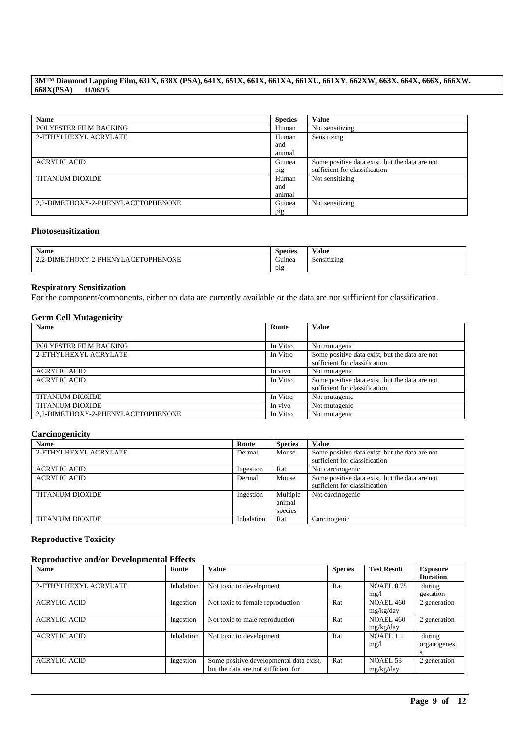| Name | Species | Value |
|---|---|---|
| POLYESTER FILM BACKING | Human | Not sensitizing |
| 2-ETHYLHEXYL ACRYLATE | Human and animal | Sensitizing |
| ACRYLIC ACID | Guinea pig | Some positive data exist, but the data are not sufficient for classification |
| TITANIUM DIOXIDE | Human and animal | Not sensitizing |
| 2,2-DIMETHOXY-2-PHENYLACETOPHENONE | Guinea pig | Not sensitizing |

### Photosensitization

| Name | Species | Value |
|---|---|---|
| 2,2-DIMETHOXY-2-PHENYLACETOPHENONE | Guinea pig | Sensitizing |

### Respiratory Sensitization

For the component/components, either no data are currently available or the data are not sufficient for classification.

### Germ Cell Mutagenicity

| Name | Route | Value |
|---|---|---|
| POLYESTER FILM BACKING | In Vitro | Not mutagenic |
| 2-ETHYLHEXYL ACRYLATE | In Vitro | Some positive data exist, but the data are not sufficient for classification |
| ACRYLIC ACID | In vivo | Not mutagenic |
| ACRYLIC ACID | In Vitro | Some positive data exist, but the data are not sufficient for classification |
| TITANIUM DIOXIDE | In Vitro | Not mutagenic |
| TITANIUM DIOXIDE | In vivo | Not mutagenic |
| 2,2-DIMETHOXY-2-PHENYLACETOPHENONE | In Vitro | Not mutagenic |

### Carcinogenicity

| Name | Route | Species | Value |
|---|---|---|---|
| 2-ETHYLHEXYL ACRYLATE | Dermal | Mouse | Some positive data exist, but the data are not sufficient for classification |
| ACRYLIC ACID | Ingestion | Rat | Not carcinogenic |
| ACRYLIC ACID | Dermal | Mouse | Some positive data exist, but the data are not sufficient for classification |
| TITANIUM DIOXIDE | Ingestion | Multiple animal species | Not carcinogenic |
| TITANIUM DIOXIDE | Inhalation | Rat | Carcinogenic |

### Reproductive Toxicity

### Reproductive and/or Developmental Effects

| Name | Route | Value | Species | Test Result | Exposure Duration |
|---|---|---|---|---|---|
| 2-ETHYLHEXYL ACRYLATE | Inhalation | Not toxic to development | Rat | NOAEL 0.75 mg/l | during gestation |
| ACRYLIC ACID | Ingestion | Not toxic to female reproduction | Rat | NOAEL 460 mg/kg/day | 2 generation |
| ACRYLIC ACID | Ingestion | Not toxic to male reproduction | Rat | NOAEL 460 mg/kg/day | 2 generation |
| ACRYLIC ACID | Inhalation | Not toxic to development | Rat | NOAEL 1.1 mg/l | during organogenesis |
| ACRYLIC ACID | Ingestion | Some positive developmental data exist, but the data are not sufficient for | Rat | NOAEL 53 mg/kg/day | 2 generation |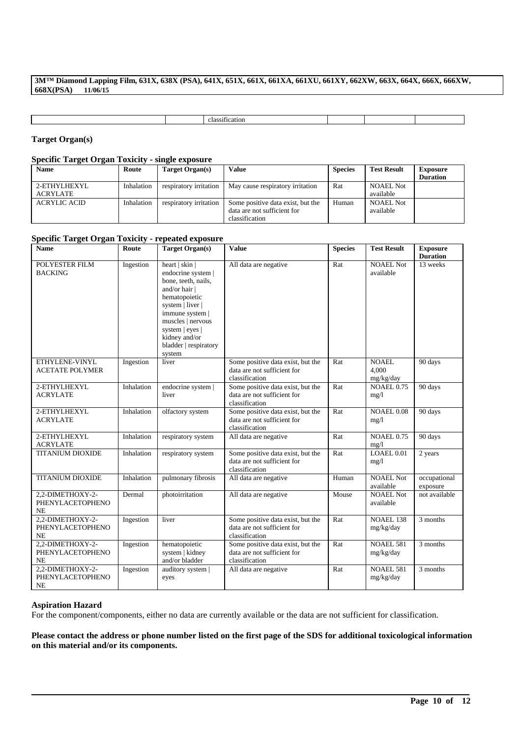| | | classification | | | |
|---|---|---|---|---|---|

**Target Organ(s)**

**Specific Target Organ Toxicity - single exposure**

| Name | Route | Target Organ(s) | Value | Species | Test Result | Exposure Duration |
|---|---|---|---|---|---|---|
| 2-ETHYLHEXYL ACRYLATE | Inhalation | respiratory irritation | May cause respiratory irritation | Rat | NOAEL Not available | |
| ACRYLIC ACID | Inhalation | respiratory irritation | Some positive data exist, but the data are not sufficient for classification | Human | NOAEL Not available | |

**Specific Target Organ Toxicity - repeated exposure**

| Name | Route | Target Organ(s) | Value | Species | Test Result | Exposure Duration |
|---|---|---|---|---|---|---|
| POLYESTER FILM BACKING | Ingestion | heart \| skin \| endocrine system \| bone, teeth, nails, and/or hair \| hematopoietic system \| liver \| immune system \| muscles \| nervous system \| eyes \| kidney and/or bladder \| respiratory system | All data are negative | Rat | NOAEL Not available | 13 weeks |
| ETHYLENE-VINYL ACETATE POLYMER | Ingestion | liver | Some positive data exist, but the data are not sufficient for classification | Rat | NOAEL 4,000 mg/kg/day | 90 days |
| 2-ETHYLHEXYL ACRYLATE | Inhalation | endocrine system \| liver | Some positive data exist, but the data are not sufficient for classification | Rat | NOAEL 0.75 mg/l | 90 days |
| 2-ETHYLHEXYL ACRYLATE | Inhalation | olfactory system | Some positive data exist, but the data are not sufficient for classification | Rat | NOAEL 0.08 mg/l | 90 days |
| 2-ETHYLHEXYL ACRYLATE | Inhalation | respiratory system | All data are negative | Rat | NOAEL 0.75 mg/l | 90 days |
| TITANIUM DIOXIDE | Inhalation | respiratory system | Some positive data exist, but the data are not sufficient for classification | Rat | LOAEL 0.01 mg/l | 2 years |
| TITANIUM DIOXIDE | Inhalation | pulmonary fibrosis | All data are negative | Human | NOAEL Not available | occupational exposure |
| 2,2-DIMETHOXY-2-PHENYLACETOPHENONE | Dermal | photoirritation | All data are negative | Mouse | NOAEL Not available | not available |
| 2,2-DIMETHOXY-2-PHENYLACETOPHENONE | Ingestion | liver | Some positive data exist, but the data are not sufficient for classification | Rat | NOAEL 138 mg/kg/day | 3 months |
| 2,2-DIMETHOXY-2-PHENYLACETOPHENONE | Ingestion | hematopoietic system \| kidney and/or bladder | Some positive data exist, but the data are not sufficient for classification | Rat | NOAEL 581 mg/kg/day | 3 months |
| 2,2-DIMETHOXY-2-PHENYLACETOPHENONE | Ingestion | auditory system \| eyes | All data are negative | Rat | NOAEL 581 mg/kg/day | 3 months |

**Aspiration Hazard**

For the component/components, either no data are currently available or the data are not sufficient for classification.

**Please contact the address or phone number listed on the first page of the SDS for additional toxicological information on this material and/or its components.**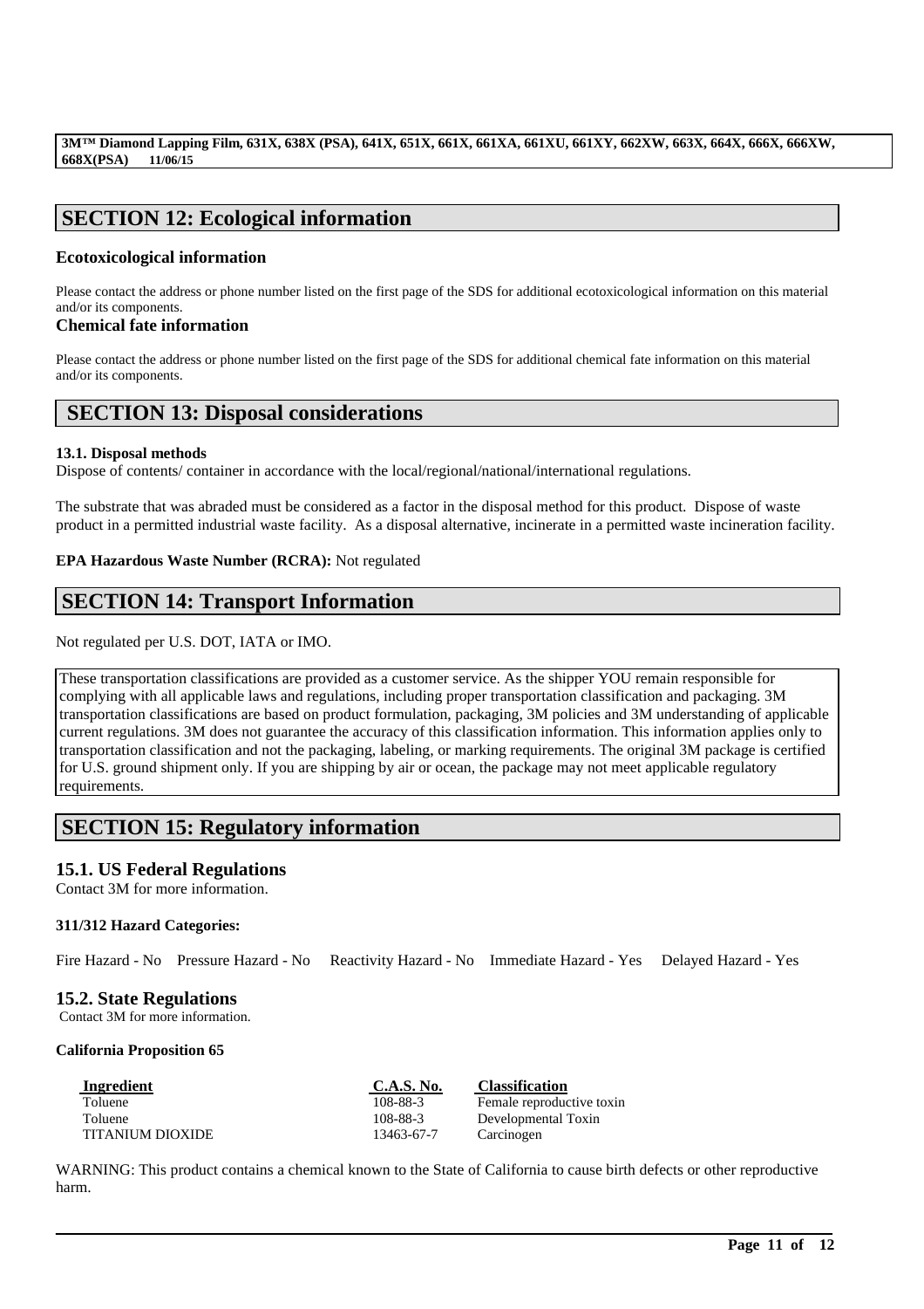## SECTION 12: Ecological information

### Ecotoxicological information

Please contact the address or phone number listed on the first page of the SDS for additional ecotoxicological information on this material and/or its components.

### Chemical fate information

Please contact the address or phone number listed on the first page of the SDS for additional chemical fate information on this material and/or its components.

## SECTION 13: Disposal considerations

**13.1. Disposal methods**

Dispose of contents/ container in accordance with the local/regional/national/international regulations.

The substrate that was abraded must be considered as a factor in the disposal method for this product. Dispose of waste product in a permitted industrial waste facility. As a disposal alternative, incinerate in a permitted waste incineration facility.

**EPA Hazardous Waste Number (RCRA):** Not regulated

## SECTION 14: Transport Information

Not regulated per U.S. DOT, IATA or IMO.

These transportation classifications are provided as a customer service. As the shipper YOU remain responsible for complying with all applicable laws and regulations, including proper transportation classification and packaging. 3M transportation classifications are based on product formulation, packaging, 3M policies and 3M understanding of applicable current regulations. 3M does not guarantee the accuracy of this classification information. This information applies only to transportation classification and not the packaging, labeling, or marking requirements. The original 3M package is certified for U.S. ground shipment only. If you are shipping by air or ocean, the package may not meet applicable regulatory requirements.

## SECTION 15: Regulatory information

### 15.1. US Federal Regulations

Contact 3M for more information.

**311/312 Hazard Categories:**

Fire Hazard - No Pressure Hazard - No Reactivity Hazard - No Immediate Hazard - Yes Delayed Hazard - Yes

### 15.2. State Regulations

Contact 3M for more information.

**California Proposition 65**

| Ingredient | C.A.S. No. | Classification |
|---|---|---|
| Toluene | 108-88-3 | Female reproductive toxin |
| Toluene | 108-88-3 | Developmental Toxin |
| TITANIUM DIOXIDE | 13463-67-7 | Carcinogen |

WARNING: This product contains a chemical known to the State of California to cause birth defects or other reproductive harm.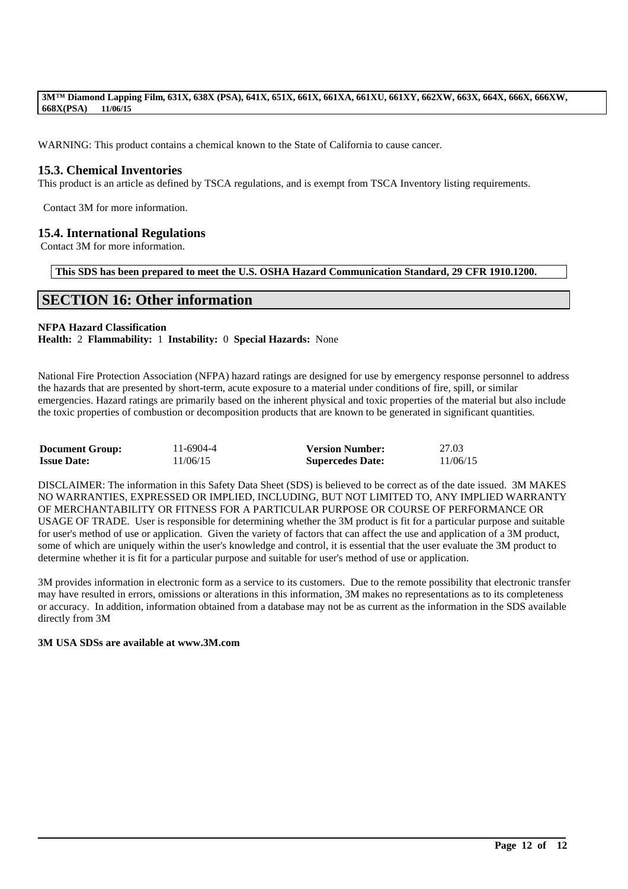WARNING: This product contains a chemical known to the State of California to cause cancer.

### 15.3. Chemical Inventories

This product is an article as defined by TSCA regulations, and is exempt from TSCA Inventory listing requirements.

Contact 3M for more information.

### 15.4. International Regulations

Contact 3M for more information.

**This SDS has been prepared to meet the U.S. OSHA Hazard Communication Standard, 29 CFR 1910.1200.**

## SECTION 16: Other information

**NFPA Hazard Classification**
**Health:** 2 **Flammability:** 1 **Instability:** 0 **Special Hazards:** None

National Fire Protection Association (NFPA) hazard ratings are designed for use by emergency response personnel to address the hazards that are presented by short-term, acute exposure to a material under conditions of fire, spill, or similar emergencies. Hazard ratings are primarily based on the inherent physical and toxic properties of the material but also include the toxic properties of combustion or decomposition products that are known to be generated in significant quantities.

| | | | |
|---|---|---|---|
| **Document Group:** | 11-6904-4 | **Version Number:** | 27.03 |
| **Issue Date:** | 11/06/15 | **Supercedes Date:** | 11/06/15 |

DISCLAIMER: The information in this Safety Data Sheet (SDS) is believed to be correct as of the date issued. 3M MAKES NO WARRANTIES, EXPRESSED OR IMPLIED, INCLUDING, BUT NOT LIMITED TO, ANY IMPLIED WARRANTY OF MERCHANTABILITY OR FITNESS FOR A PARTICULAR PURPOSE OR COURSE OF PERFORMANCE OR USAGE OF TRADE. User is responsible for determining whether the 3M product is fit for a particular purpose and suitable for user's method of use or application. Given the variety of factors that can affect the use and application of a 3M product, some of which are uniquely within the user's knowledge and control, it is essential that the user evaluate the 3M product to determine whether it is fit for a particular purpose and suitable for user's method of use or application.

3M provides information in electronic form as a service to its customers. Due to the remote possibility that electronic transfer may have resulted in errors, omissions or alterations in this information, 3M makes no representations as to its completeness or accuracy. In addition, information obtained from a database may not be as current as the information in the SDS available directly from 3M

**3M USA SDSs are available at www.3M.com**